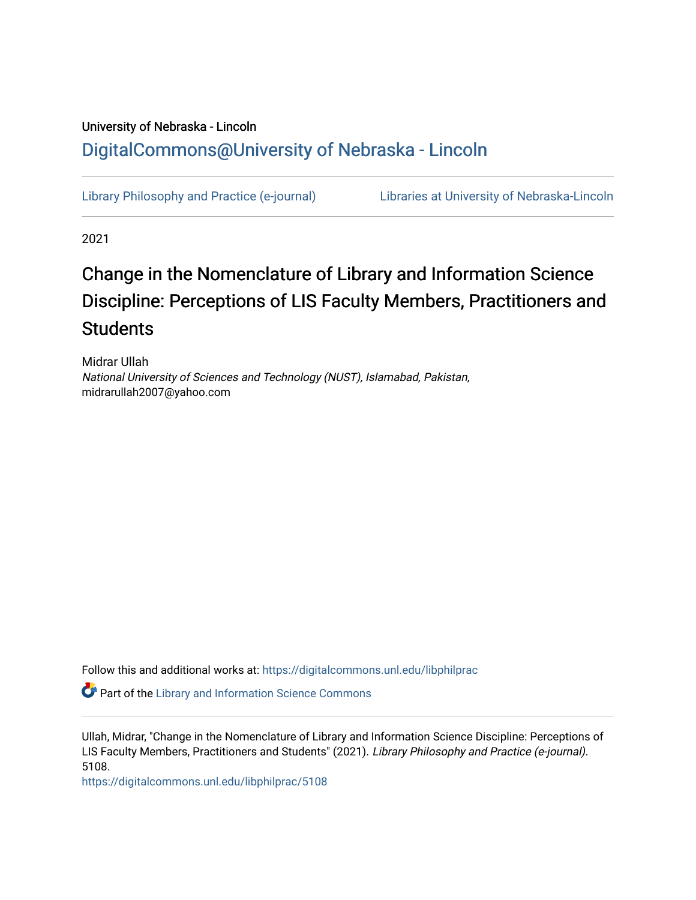University of Nebraska - Lincoln

DigitalCommons@University of Nebraska - Lincoln

Library Philosophy and Practice (e-journal) | Libraries at University of Nebraska-Lincoln

2021

# Change in the Nomenclature of Library and Information Science Discipline: Perceptions of LIS Faculty Members, Practitioners and Students

Midrar Ullah
*National University of Sciences and Technology (NUST), Islamabad, Pakistan*, midrarullah2007@yahoo.com

Follow this and additional works at: https://digitalcommons.unl.edu/libphilprac

Part of the Library and Information Science Commons

Ullah, Midrar, "Change in the Nomenclature of Library and Information Science Discipline: Perceptions of LIS Faculty Members, Practitioners and Students" (2021). *Library Philosophy and Practice (e-journal)*. 5108.
https://digitalcommons.unl.edu/libphilprac/5108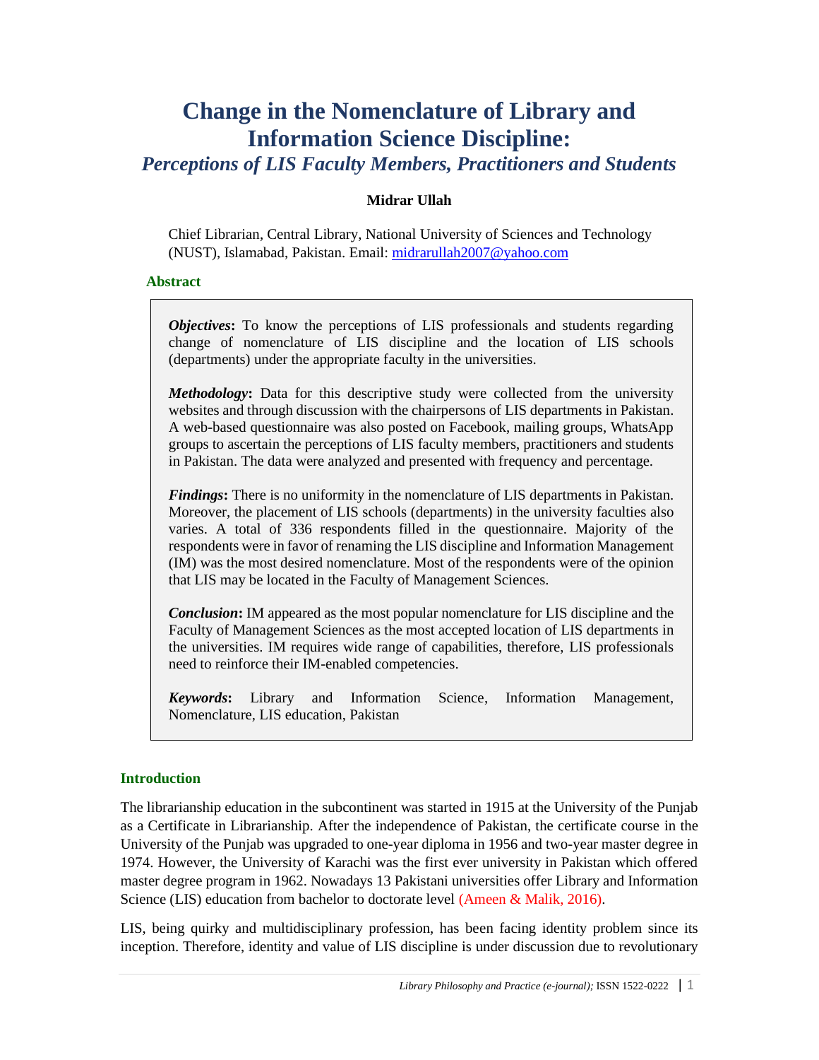# Change in the Nomenclature of Library and Information Science Discipline:

## *Perceptions of LIS Faculty Members, Practitioners and Students*

**Midrar Ullah**

Chief Librarian, Central Library, National University of Sciences and Technology (NUST), Islamabad, Pakistan. Email: midrarullah2007@yahoo.com

### Abstract

***Objectives*:** To know the perceptions of LIS professionals and students regarding change of nomenclature of LIS discipline and the location of LIS schools (departments) under the appropriate faculty in the universities.

***Methodology*:** Data for this descriptive study were collected from the university websites and through discussion with the chairpersons of LIS departments in Pakistan. A web-based questionnaire was also posted on Facebook, mailing groups, WhatsApp groups to ascertain the perceptions of LIS faculty members, practitioners and students in Pakistan. The data were analyzed and presented with frequency and percentage.

***Findings*:** There is no uniformity in the nomenclature of LIS departments in Pakistan. Moreover, the placement of LIS schools (departments) in the university faculties also varies. A total of 336 respondents filled in the questionnaire. Majority of the respondents were in favor of renaming the LIS discipline and Information Management (IM) was the most desired nomenclature. Most of the respondents were of the opinion that LIS may be located in the Faculty of Management Sciences.

***Conclusion*:** IM appeared as the most popular nomenclature for LIS discipline and the Faculty of Management Sciences as the most accepted location of LIS departments in the universities. IM requires wide range of capabilities, therefore, LIS professionals need to reinforce their IM-enabled competencies.

***Keywords*:** Library and Information Science, Information Management, Nomenclature, LIS education, Pakistan

### Introduction

The librarianship education in the subcontinent was started in 1915 at the University of the Punjab as a Certificate in Librarianship. After the independence of Pakistan, the certificate course in the University of the Punjab was upgraded to one-year diploma in 1956 and two-year master degree in 1974. However, the University of Karachi was the first ever university in Pakistan which offered master degree program in 1962. Nowadays 13 Pakistani universities offer Library and Information Science (LIS) education from bachelor to doctorate level (Ameen & Malik, 2016).

LIS, being quirky and multidisciplinary profession, has been facing identity problem since its inception. Therefore, identity and value of LIS discipline is under discussion due to revolutionary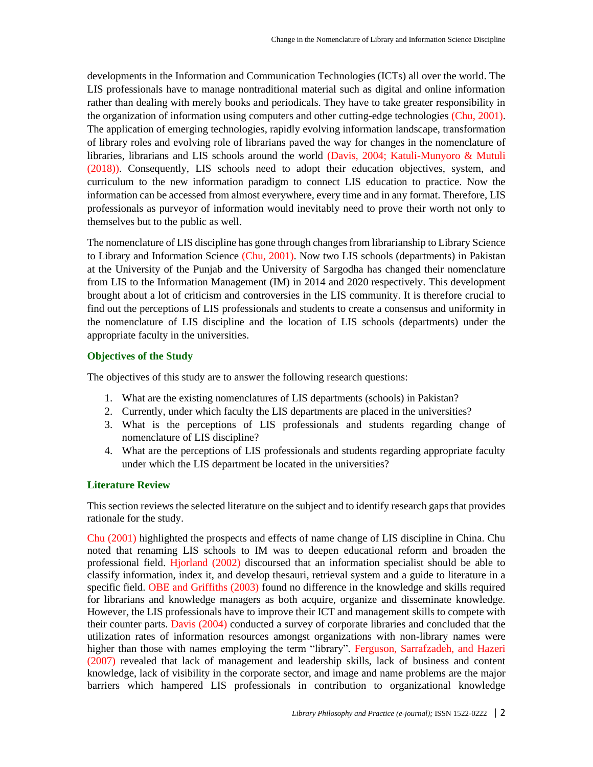developments in the Information and Communication Technologies (ICTs) all over the world. The LIS professionals have to manage nontraditional material such as digital and online information rather than dealing with merely books and periodicals. They have to take greater responsibility in the organization of information using computers and other cutting-edge technologies (Chu, 2001). The application of emerging technologies, rapidly evolving information landscape, transformation of library roles and evolving role of librarians paved the way for changes in the nomenclature of libraries, librarians and LIS schools around the world (Davis, 2004; Katuli-Munyoro & Mutuli (2018)). Consequently, LIS schools need to adopt their education objectives, system, and curriculum to the new information paradigm to connect LIS education to practice. Now the information can be accessed from almost everywhere, every time and in any format. Therefore, LIS professionals as purveyor of information would inevitably need to prove their worth not only to themselves but to the public as well.

The nomenclature of LIS discipline has gone through changes from librarianship to Library Science to Library and Information Science (Chu, 2001). Now two LIS schools (departments) in Pakistan at the University of the Punjab and the University of Sargodha has changed their nomenclature from LIS to the Information Management (IM) in 2014 and 2020 respectively. This development brought about a lot of criticism and controversies in the LIS community. It is therefore crucial to find out the perceptions of LIS professionals and students to create a consensus and uniformity in the nomenclature of LIS discipline and the location of LIS schools (departments) under the appropriate faculty in the universities.

## Objectives of the Study

The objectives of this study are to answer the following research questions:

1. What are the existing nomenclatures of LIS departments (schools) in Pakistan?
2. Currently, under which faculty the LIS departments are placed in the universities?
3. What is the perceptions of LIS professionals and students regarding change of nomenclature of LIS discipline?
4. What are the perceptions of LIS professionals and students regarding appropriate faculty under which the LIS department be located in the universities?

## Literature Review

This section reviews the selected literature on the subject and to identify research gaps that provides rationale for the study.

Chu (2001) highlighted the prospects and effects of name change of LIS discipline in China. Chu noted that renaming LIS schools to IM was to deepen educational reform and broaden the professional field. Hjorland (2002) discoursed that an information specialist should be able to classify information, index it, and develop thesauri, retrieval system and a guide to literature in a specific field. OBE and Griffiths (2003) found no difference in the knowledge and skills required for librarians and knowledge managers as both acquire, organize and disseminate knowledge. However, the LIS professionals have to improve their ICT and management skills to compete with their counter parts. Davis (2004) conducted a survey of corporate libraries and concluded that the utilization rates of information resources amongst organizations with non-library names were higher than those with names employing the term "library". Ferguson, Sarrafzadeh, and Hazeri (2007) revealed that lack of management and leadership skills, lack of business and content knowledge, lack of visibility in the corporate sector, and image and name problems are the major barriers which hampered LIS professionals in contribution to organizational knowledge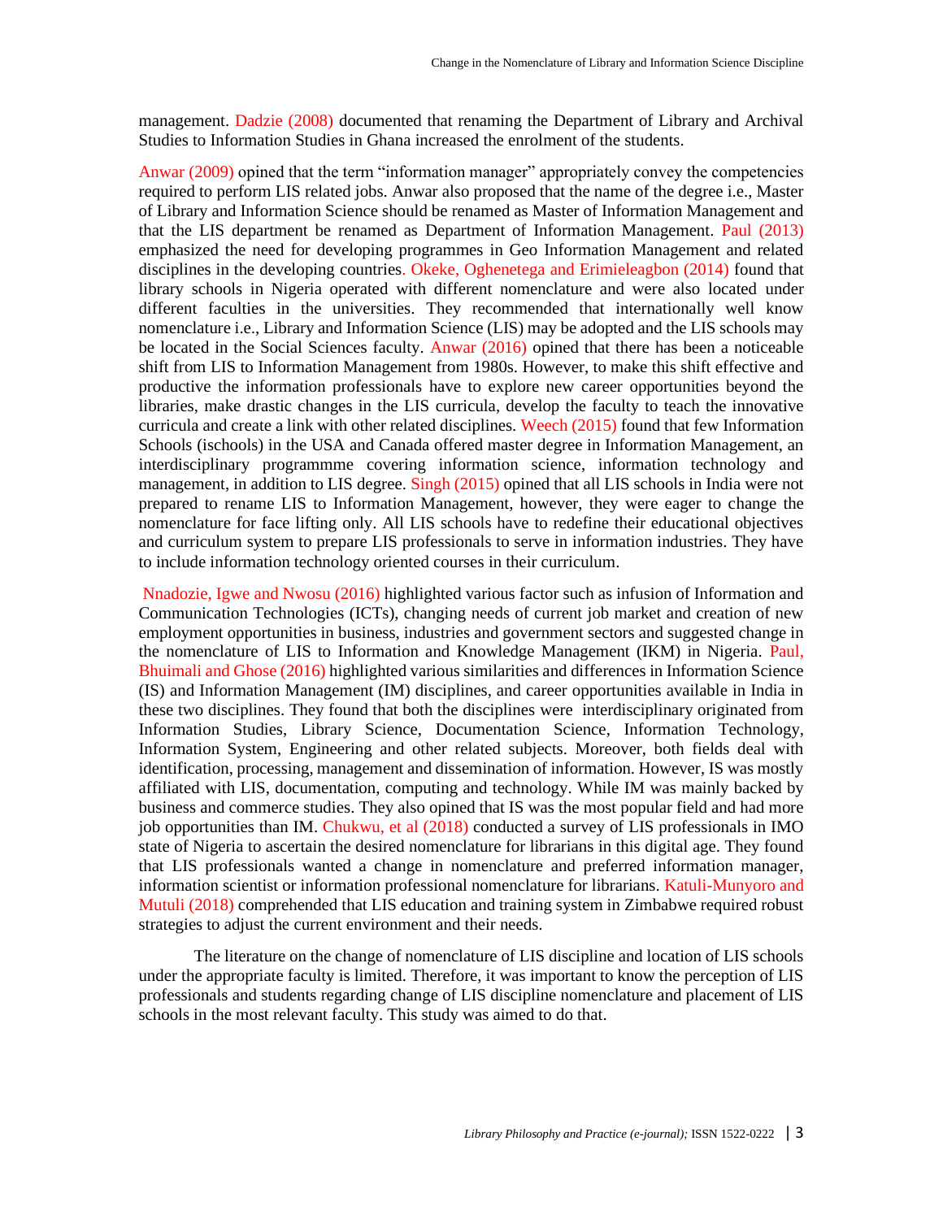management. Dadzie (2008) documented that renaming the Department of Library and Archival Studies to Information Studies in Ghana increased the enrolment of the students.

Anwar (2009) opined that the term "information manager" appropriately convey the competencies required to perform LIS related jobs. Anwar also proposed that the name of the degree i.e., Master of Library and Information Science should be renamed as Master of Information Management and that the LIS department be renamed as Department of Information Management. Paul (2013) emphasized the need for developing programmes in Geo Information Management and related disciplines in the developing countries. Okeke, Oghenetega and Erimieleagbon (2014) found that library schools in Nigeria operated with different nomenclature and were also located under different faculties in the universities. They recommended that internationally well know nomenclature i.e., Library and Information Science (LIS) may be adopted and the LIS schools may be located in the Social Sciences faculty. Anwar (2016) opined that there has been a noticeable shift from LIS to Information Management from 1980s. However, to make this shift effective and productive the information professionals have to explore new career opportunities beyond the libraries, make drastic changes in the LIS curricula, develop the faculty to teach the innovative curricula and create a link with other related disciplines. Weech (2015) found that few Information Schools (ischools) in the USA and Canada offered master degree in Information Management, an interdisciplinary programmme covering information science, information technology and management, in addition to LIS degree. Singh (2015) opined that all LIS schools in India were not prepared to rename LIS to Information Management, however, they were eager to change the nomenclature for face lifting only. All LIS schools have to redefine their educational objectives and curriculum system to prepare LIS professionals to serve in information industries. They have to include information technology oriented courses in their curriculum.

Nnadozie, Igwe and Nwosu (2016) highlighted various factor such as infusion of Information and Communication Technologies (ICTs), changing needs of current job market and creation of new employment opportunities in business, industries and government sectors and suggested change in the nomenclature of LIS to Information and Knowledge Management (IKM) in Nigeria. Paul, Bhuimali and Ghose (2016) highlighted various similarities and differences in Information Science (IS) and Information Management (IM) disciplines, and career opportunities available in India in these two disciplines. They found that both the disciplines were interdisciplinary originated from Information Studies, Library Science, Documentation Science, Information Technology, Information System, Engineering and other related subjects. Moreover, both fields deal with identification, processing, management and dissemination of information. However, IS was mostly affiliated with LIS, documentation, computing and technology. While IM was mainly backed by business and commerce studies. They also opined that IS was the most popular field and had more job opportunities than IM. Chukwu, et al (2018) conducted a survey of LIS professionals in IMO state of Nigeria to ascertain the desired nomenclature for librarians in this digital age. They found that LIS professionals wanted a change in nomenclature and preferred information manager, information scientist or information professional nomenclature for librarians. Katuli-Munyoro and Mutuli (2018) comprehended that LIS education and training system in Zimbabwe required robust strategies to adjust the current environment and their needs.

The literature on the change of nomenclature of LIS discipline and location of LIS schools under the appropriate faculty is limited. Therefore, it was important to know the perception of LIS professionals and students regarding change of LIS discipline nomenclature and placement of LIS schools in the most relevant faculty. This study was aimed to do that.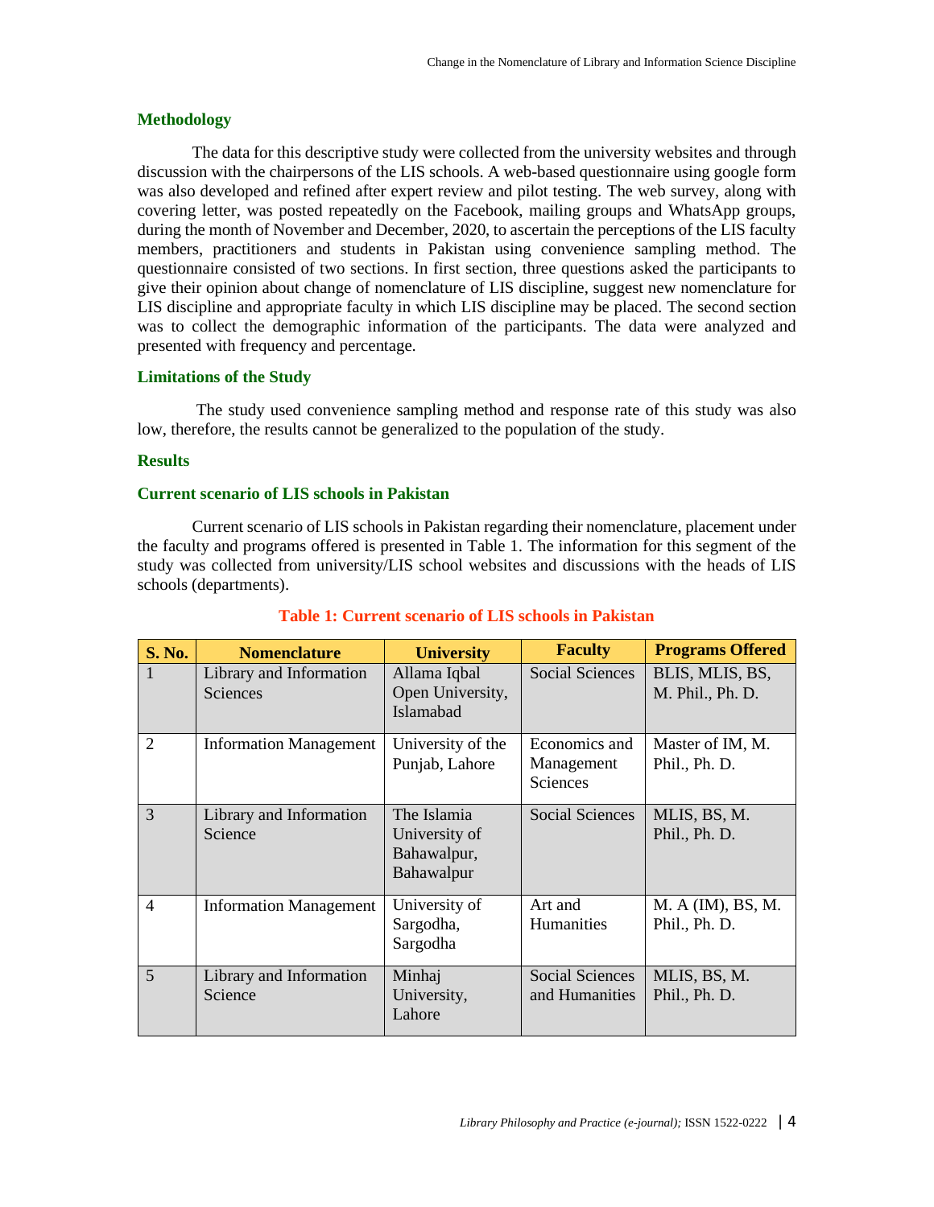## Methodology

The data for this descriptive study were collected from the university websites and through discussion with the chairpersons of the LIS schools. A web-based questionnaire using google form was also developed and refined after expert review and pilot testing. The web survey, along with covering letter, was posted repeatedly on the Facebook, mailing groups and WhatsApp groups, during the month of November and December, 2020, to ascertain the perceptions of the LIS faculty members, practitioners and students in Pakistan using convenience sampling method. The questionnaire consisted of two sections. In first section, three questions asked the participants to give their opinion about change of nomenclature of LIS discipline, suggest new nomenclature for LIS discipline and appropriate faculty in which LIS discipline may be placed. The second section was to collect the demographic information of the participants. The data were analyzed and presented with frequency and percentage.

## Limitations of the Study

The study used convenience sampling method and response rate of this study was also low, therefore, the results cannot be generalized to the population of the study.

## Results

### Current scenario of LIS schools in Pakistan

Current scenario of LIS schools in Pakistan regarding their nomenclature, placement under the faculty and programs offered is presented in Table 1. The information for this segment of the study was collected from university/LIS school websites and discussions with the heads of LIS schools (departments).

**Table 1: Current scenario of LIS schools in Pakistan**

| S. No. | Nomenclature | University | Faculty | Programs Offered |
|---|---|---|---|---|
| 1 | Library and Information Sciences | Allama Iqbal Open University, Islamabad | Social Sciences | BLIS, MLIS, BS, M. Phil., Ph. D. |
| 2 | Information Management | University of the Punjab, Lahore | Economics and Management Sciences | Master of IM, M. Phil., Ph. D. |
| 3 | Library and Information Science | The Islamia University of Bahawalpur, Bahawalpur | Social Sciences | MLIS, BS, M. Phil., Ph. D. |
| 4 | Information Management | University of Sargodha, Sargodha | Art and Humanities | M. A (IM), BS, M. Phil., Ph. D. |
| 5 | Library and Information Science | Minhaj University, Lahore | Social Sciences and Humanities | MLIS, BS, M. Phil., Ph. D. |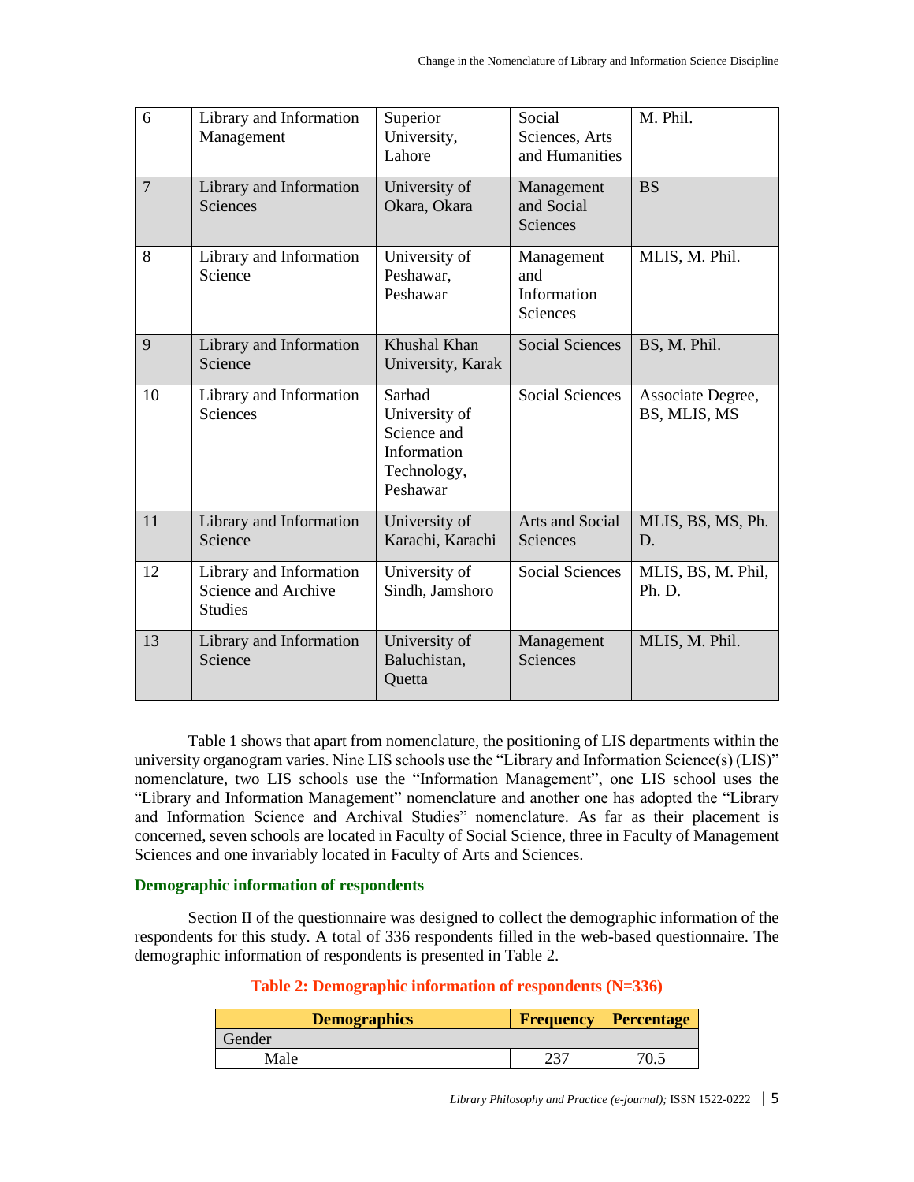| 6 | Library and Information Management | Superior University, Lahore | Social Sciences, Arts and Humanities | M. Phil. |
|---|---|---|---|---|
| 7 | Library and Information Sciences | University of Okara, Okara | Management and Social Sciences | BS |
| 8 | Library and Information Science | University of Peshawar, Peshawar | Management and Information Sciences | MLIS, M. Phil. |
| 9 | Library and Information Science | Khushal Khan University, Karak | Social Sciences | BS, M. Phil. |
| 10 | Library and Information Sciences | Sarhad University of Science and Information Technology, Peshawar | Social Sciences | Associate Degree, BS, MLIS, MS |
| 11 | Library and Information Science | University of Karachi, Karachi | Arts and Social Sciences | MLIS, BS, MS, Ph. D. |
| 12 | Library and Information Science and Archive Studies | University of Sindh, Jamshoro | Social Sciences | MLIS, BS, M. Phil, Ph. D. |
| 13 | Library and Information Science | University of Baluchistan, Quetta | Management Sciences | MLIS, M. Phil. |

Table 1 shows that apart from nomenclature, the positioning of LIS departments within the university organogram varies. Nine LIS schools use the "Library and Information Science(s) (LIS)" nomenclature, two LIS schools use the "Information Management", one LIS school uses the "Library and Information Management" nomenclature and another one has adopted the "Library and Information Science and Archival Studies" nomenclature. As far as their placement is concerned, seven schools are located in Faculty of Social Science, three in Faculty of Management Sciences and one invariably located in Faculty of Arts and Sciences.

## Demographic information of respondents

Section II of the questionnaire was designed to collect the demographic information of the respondents for this study. A total of 336 respondents filled in the web-based questionnaire. The demographic information of respondents is presented in Table 2.

**Table 2: Demographic information of respondents (N=336)**

| Demographics | Frequency | Percentage |
|---|---|---|
| Gender | | |
| Male | 237 | 70.5 |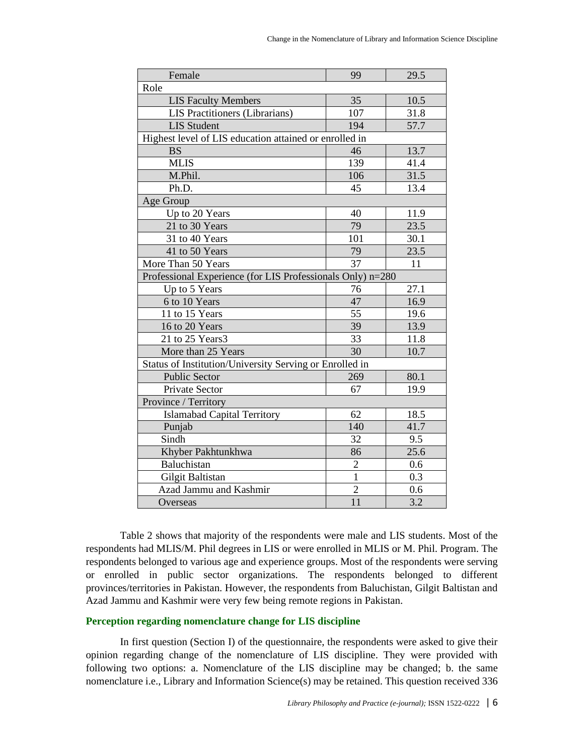| Female | 99 | 29.5 |
|---|---|---|
| Role | | |
| LIS Faculty Members | 35 | 10.5 |
| LIS Practitioners (Librarians) | 107 | 31.8 |
| LIS Student | 194 | 57.7 |
| Highest level of LIS education attained or enrolled in | | |
| BS | 46 | 13.7 |
| MLIS | 139 | 41.4 |
| M.Phil. | 106 | 31.5 |
| Ph.D. | 45 | 13.4 |
| Age Group | | |
| Up to 20 Years | 40 | 11.9 |
| 21 to 30 Years | 79 | 23.5 |
| 31 to 40 Years | 101 | 30.1 |
| 41 to 50 Years | 79 | 23.5 |
| More Than 50 Years | 37 | 11 |
| Professional Experience (for LIS Professionals Only) n=280 | | |
| Up to 5 Years | 76 | 27.1 |
| 6 to 10 Years | 47 | 16.9 |
| 11 to 15 Years | 55 | 19.6 |
| 16 to 20 Years | 39 | 13.9 |
| 21 to 25 Years3 | 33 | 11.8 |
| More than 25 Years | 30 | 10.7 |
| Status of Institution/University Serving or Enrolled in | | |
| Public Sector | 269 | 80.1 |
| Private Sector | 67 | 19.9 |
| Province / Territory | | |
| Islamabad Capital Territory | 62 | 18.5 |
| Punjab | 140 | 41.7 |
| Sindh | 32 | 9.5 |
| Khyber Pakhtunkhwa | 86 | 25.6 |
| Baluchistan | 2 | 0.6 |
| Gilgit Baltistan | 1 | 0.3 |
| Azad Jammu and Kashmir | 2 | 0.6 |
| Overseas | 11 | 3.2 |

Table 2 shows that majority of the respondents were male and LIS students. Most of the respondents had MLIS/M. Phil degrees in LIS or were enrolled in MLIS or M. Phil. Program. The respondents belonged to various age and experience groups. Most of the respondents were serving or enrolled in public sector organizations. The respondents belonged to different provinces/territories in Pakistan. However, the respondents from Baluchistan, Gilgit Baltistan and Azad Jammu and Kashmir were very few being remote regions in Pakistan.

### Perception regarding nomenclature change for LIS discipline

In first question (Section I) of the questionnaire, the respondents were asked to give their opinion regarding change of the nomenclature of LIS discipline. They were provided with following two options: a. Nomenclature of the LIS discipline may be changed; b. the same nomenclature i.e., Library and Information Science(s) may be retained. This question received 336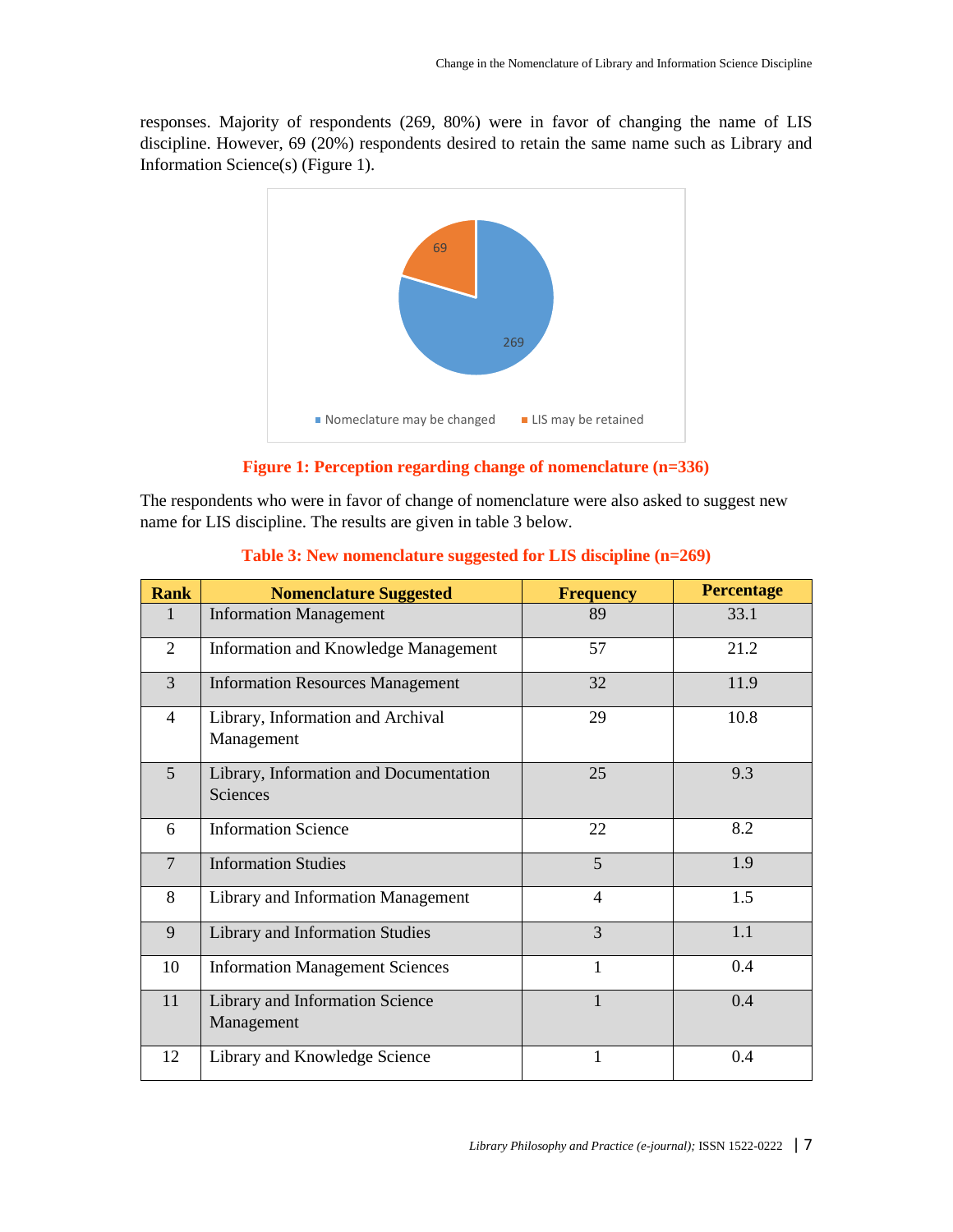responses. Majority of respondents (269, 80%) were in favor of changing the name of LIS discipline. However, 69 (20%) respondents desired to retain the same name such as Library and Information Science(s) (Figure 1).

**Figure 1: Perception regarding change of nomenclature (n=336)**

The respondents who were in favor of change of nomenclature were also asked to suggest new name for LIS discipline. The results are given in table 3 below.

**Table 3: New nomenclature suggested for LIS discipline (n=269)**

| Rank | Nomenclature Suggested | Frequency | Percentage |
|---|---|---|---|
| 1 | Information Management | 89 | 33.1 |
| 2 | Information and Knowledge Management | 57 | 21.2 |
| 3 | Information Resources Management | 32 | 11.9 |
| 4 | Library, Information and Archival Management | 29 | 10.8 |
| 5 | Library, Information and Documentation Sciences | 25 | 9.3 |
| 6 | Information Science | 22 | 8.2 |
| 7 | Information Studies | 5 | 1.9 |
| 8 | Library and Information Management | 4 | 1.5 |
| 9 | Library and Information Studies | 3 | 1.1 |
| 10 | Information Management Sciences | 1 | 0.4 |
| 11 | Library and Information Science Management | 1 | 0.4 |
| 12 | Library and Knowledge Science | 1 | 0.4 |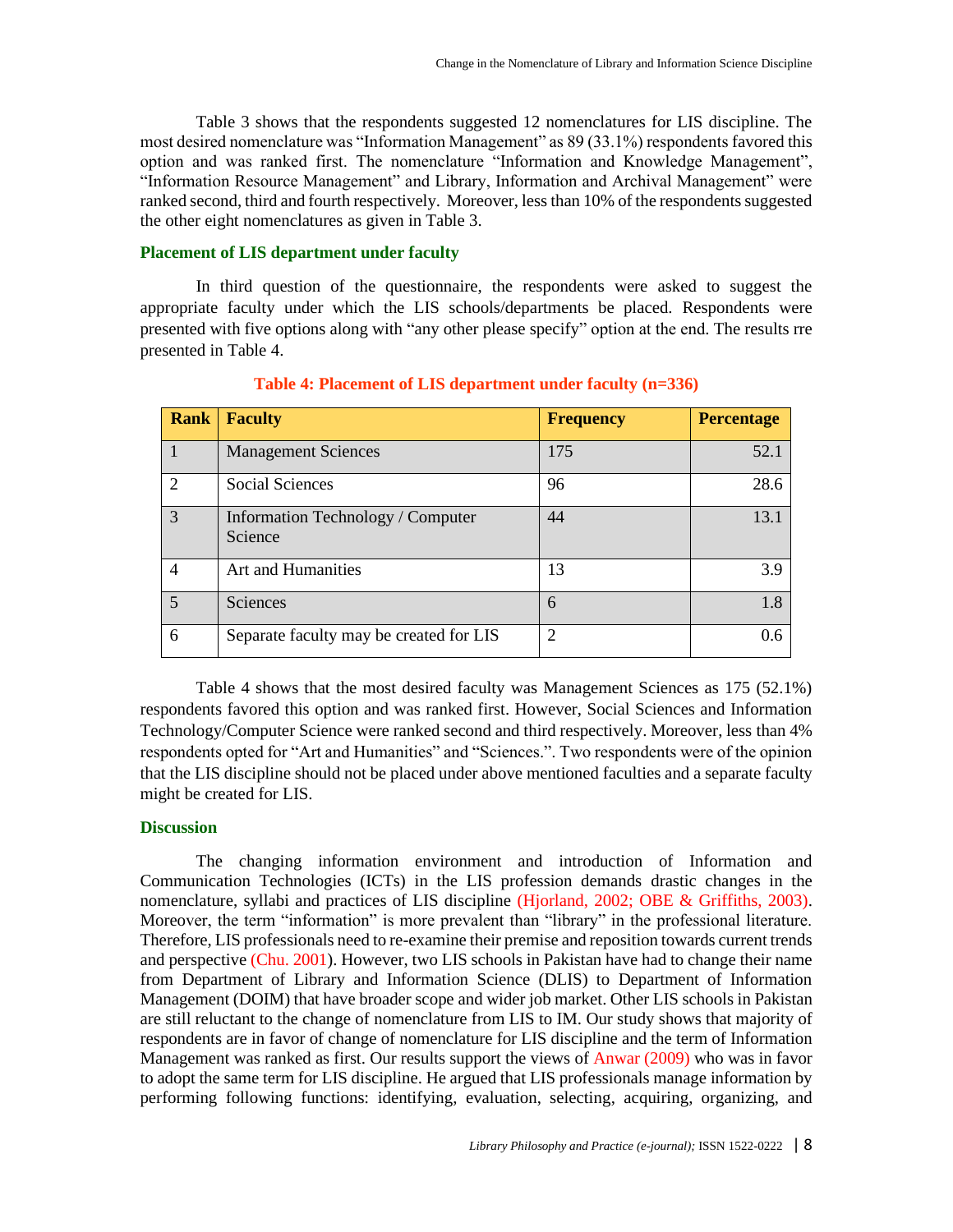Table 3 shows that the respondents suggested 12 nomenclatures for LIS discipline. The most desired nomenclature was "Information Management" as 89 (33.1%) respondents favored this option and was ranked first. The nomenclature "Information and Knowledge Management", "Information Resource Management" and Library, Information and Archival Management" were ranked second, third and fourth respectively. Moreover, less than 10% of the respondents suggested the other eight nomenclatures as given in Table 3.

### Placement of LIS department under faculty

In third question of the questionnaire, the respondents were asked to suggest the appropriate faculty under which the LIS schools/departments be placed. Respondents were presented with five options along with "any other please specify" option at the end. The results rre presented in Table 4.

**Table 4: Placement of LIS department under faculty (n=336)**

| Rank | Faculty | Frequency | Percentage |
|---|---|---|---|
| 1 | Management Sciences | 175 | 52.1 |
| 2 | Social Sciences | 96 | 28.6 |
| 3 | Information Technology / Computer Science | 44 | 13.1 |
| 4 | Art and Humanities | 13 | 3.9 |
| 5 | Sciences | 6 | 1.8 |
| 6 | Separate faculty may be created for LIS | 2 | 0.6 |

Table 4 shows that the most desired faculty was Management Sciences as 175 (52.1%) respondents favored this option and was ranked first. However, Social Sciences and Information Technology/Computer Science were ranked second and third respectively. Moreover, less than 4% respondents opted for "Art and Humanities" and "Sciences.". Two respondents were of the opinion that the LIS discipline should not be placed under above mentioned faculties and a separate faculty might be created for LIS.

### Discussion

The changing information environment and introduction of Information and Communication Technologies (ICTs) in the LIS profession demands drastic changes in the nomenclature, syllabi and practices of LIS discipline (Hjorland, 2002; OBE & Griffiths, 2003). Moreover, the term "information" is more prevalent than "library" in the professional literature. Therefore, LIS professionals need to re-examine their premise and reposition towards current trends and perspective (Chu. 2001). However, two LIS schools in Pakistan have had to change their name from Department of Library and Information Science (DLIS) to Department of Information Management (DOIM) that have broader scope and wider job market. Other LIS schools in Pakistan are still reluctant to the change of nomenclature from LIS to IM. Our study shows that majority of respondents are in favor of change of nomenclature for LIS discipline and the term of Information Management was ranked as first. Our results support the views of Anwar (2009) who was in favor to adopt the same term for LIS discipline. He argued that LIS professionals manage information by performing following functions: identifying, evaluation, selecting, acquiring, organizing, and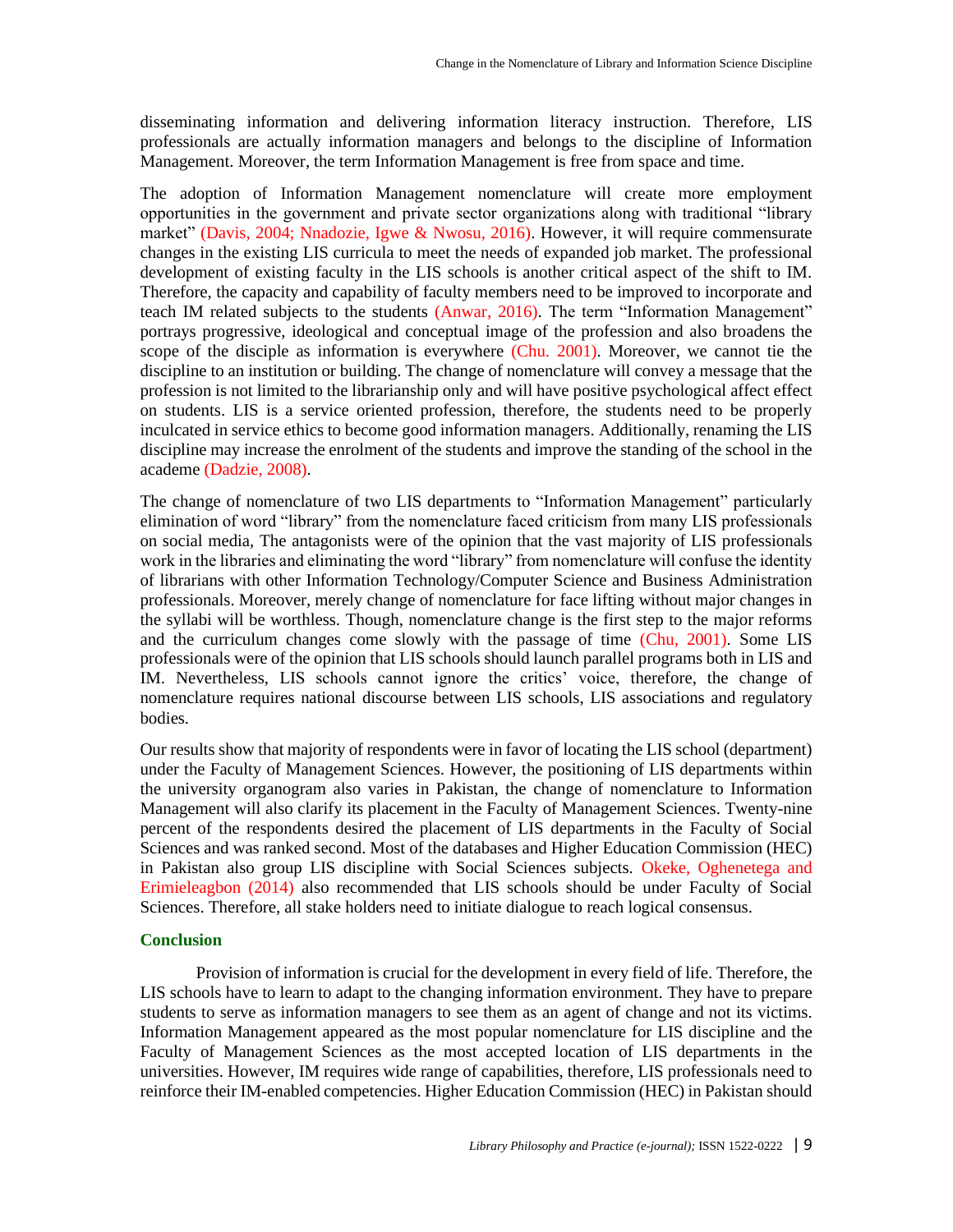disseminating information and delivering information literacy instruction. Therefore, LIS professionals are actually information managers and belongs to the discipline of Information Management. Moreover, the term Information Management is free from space and time.

The adoption of Information Management nomenclature will create more employment opportunities in the government and private sector organizations along with traditional "library market" (Davis, 2004; Nnadozie, Igwe & Nwosu, 2016). However, it will require commensurate changes in the existing LIS curricula to meet the needs of expanded job market. The professional development of existing faculty in the LIS schools is another critical aspect of the shift to IM. Therefore, the capacity and capability of faculty members need to be improved to incorporate and teach IM related subjects to the students (Anwar, 2016). The term "Information Management" portrays progressive, ideological and conceptual image of the profession and also broadens the scope of the disciple as information is everywhere (Chu. 2001). Moreover, we cannot tie the discipline to an institution or building. The change of nomenclature will convey a message that the profession is not limited to the librarianship only and will have positive psychological affect effect on students. LIS is a service oriented profession, therefore, the students need to be properly inculcated in service ethics to become good information managers. Additionally, renaming the LIS discipline may increase the enrolment of the students and improve the standing of the school in the academe (Dadzie, 2008).

The change of nomenclature of two LIS departments to "Information Management" particularly elimination of word "library" from the nomenclature faced criticism from many LIS professionals on social media, The antagonists were of the opinion that the vast majority of LIS professionals work in the libraries and eliminating the word "library" from nomenclature will confuse the identity of librarians with other Information Technology/Computer Science and Business Administration professionals. Moreover, merely change of nomenclature for face lifting without major changes in the syllabi will be worthless. Though, nomenclature change is the first step to the major reforms and the curriculum changes come slowly with the passage of time (Chu, 2001). Some LIS professionals were of the opinion that LIS schools should launch parallel programs both in LIS and IM. Nevertheless, LIS schools cannot ignore the critics' voice, therefore, the change of nomenclature requires national discourse between LIS schools, LIS associations and regulatory bodies.

Our results show that majority of respondents were in favor of locating the LIS school (department) under the Faculty of Management Sciences. However, the positioning of LIS departments within the university organogram also varies in Pakistan, the change of nomenclature to Information Management will also clarify its placement in the Faculty of Management Sciences. Twenty-nine percent of the respondents desired the placement of LIS departments in the Faculty of Social Sciences and was ranked second. Most of the databases and Higher Education Commission (HEC) in Pakistan also group LIS discipline with Social Sciences subjects. Okeke, Oghenetega and Erimieleagbon (2014) also recommended that LIS schools should be under Faculty of Social Sciences. Therefore, all stake holders need to initiate dialogue to reach logical consensus.

## Conclusion

Provision of information is crucial for the development in every field of life. Therefore, the LIS schools have to learn to adapt to the changing information environment. They have to prepare students to serve as information managers to see them as an agent of change and not its victims. Information Management appeared as the most popular nomenclature for LIS discipline and the Faculty of Management Sciences as the most accepted location of LIS departments in the universities. However, IM requires wide range of capabilities, therefore, LIS professionals need to reinforce their IM-enabled competencies. Higher Education Commission (HEC) in Pakistan should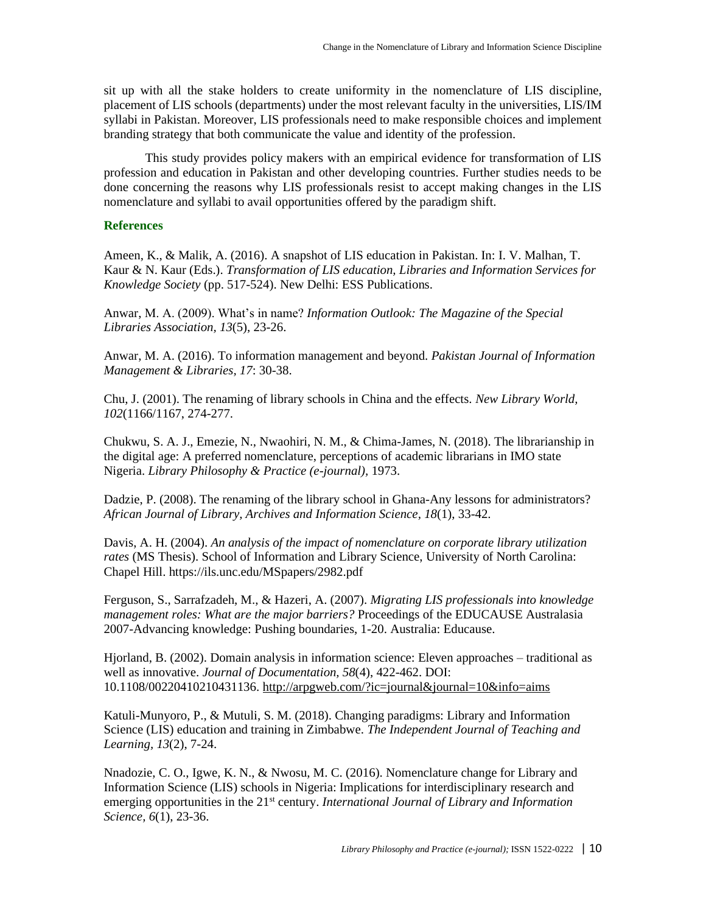sit up with all the stake holders to create uniformity in the nomenclature of LIS discipline, placement of LIS schools (departments) under the most relevant faculty in the universities, LIS/IM syllabi in Pakistan. Moreover, LIS professionals need to make responsible choices and implement branding strategy that both communicate the value and identity of the profession.

This study provides policy makers with an empirical evidence for transformation of LIS profession and education in Pakistan and other developing countries. Further studies needs to be done concerning the reasons why LIS professionals resist to accept making changes in the LIS nomenclature and syllabi to avail opportunities offered by the paradigm shift.

## References

Ameen, K., & Malik, A. (2016). A snapshot of LIS education in Pakistan. In: I. V. Malhan, T. Kaur & N. Kaur (Eds.). *Transformation of LIS education, Libraries and Information Services for Knowledge Society* (pp. 517-524). New Delhi: ESS Publications.

Anwar, M. A. (2009). What's in name? *Information Outlook: The Magazine of the Special Libraries Association, 13*(5), 23-26.

Anwar, M. A. (2016). To information management and beyond. *Pakistan Journal of Information Management & Libraries, 17*: 30-38.

Chu, J. (2001). The renaming of library schools in China and the effects. *New Library World, 102*(1166/1167, 274-277.

Chukwu, S. A. J., Emezie, N., Nwaohiri, N. M., & Chima-James, N. (2018). The librarianship in the digital age: A preferred nomenclature, perceptions of academic librarians in IMO state Nigeria. *Library Philosophy & Practice (e-journal),* 1973.

Dadzie, P. (2008). The renaming of the library school in Ghana-Any lessons for administrators? *African Journal of Library, Archives and Information Science, 18*(1), 33-42.

Davis, A. H. (2004). *An analysis of the impact of nomenclature on corporate library utilization rates* (MS Thesis). School of Information and Library Science, University of North Carolina: Chapel Hill. https://ils.unc.edu/MSpapers/2982.pdf

Ferguson, S., Sarrafzadeh, M., & Hazeri, A. (2007). *Migrating LIS professionals into knowledge management roles: What are the major barriers?* Proceedings of the EDUCAUSE Australasia 2007-Advancing knowledge: Pushing boundaries, 1-20. Australia: Educause.

Hjorland, B. (2002). Domain analysis in information science: Eleven approaches – traditional as well as innovative. *Journal of Documentation, 58*(4), 422-462. DOI: 10.1108/00220410210431136. http://arpgweb.com/?ic=journal&journal=10&info=aims

Katuli-Munyoro, P., & Mutuli, S. M. (2018). Changing paradigms: Library and Information Science (LIS) education and training in Zimbabwe. *The Independent Journal of Teaching and Learning, 13*(2), 7-24.

Nnadozie, C. O., Igwe, K. N., & Nwosu, M. C. (2016). Nomenclature change for Library and Information Science (LIS) schools in Nigeria: Implications for interdisciplinary research and emerging opportunities in the 21st century. *International Journal of Library and Information Science, 6*(1), 23-36.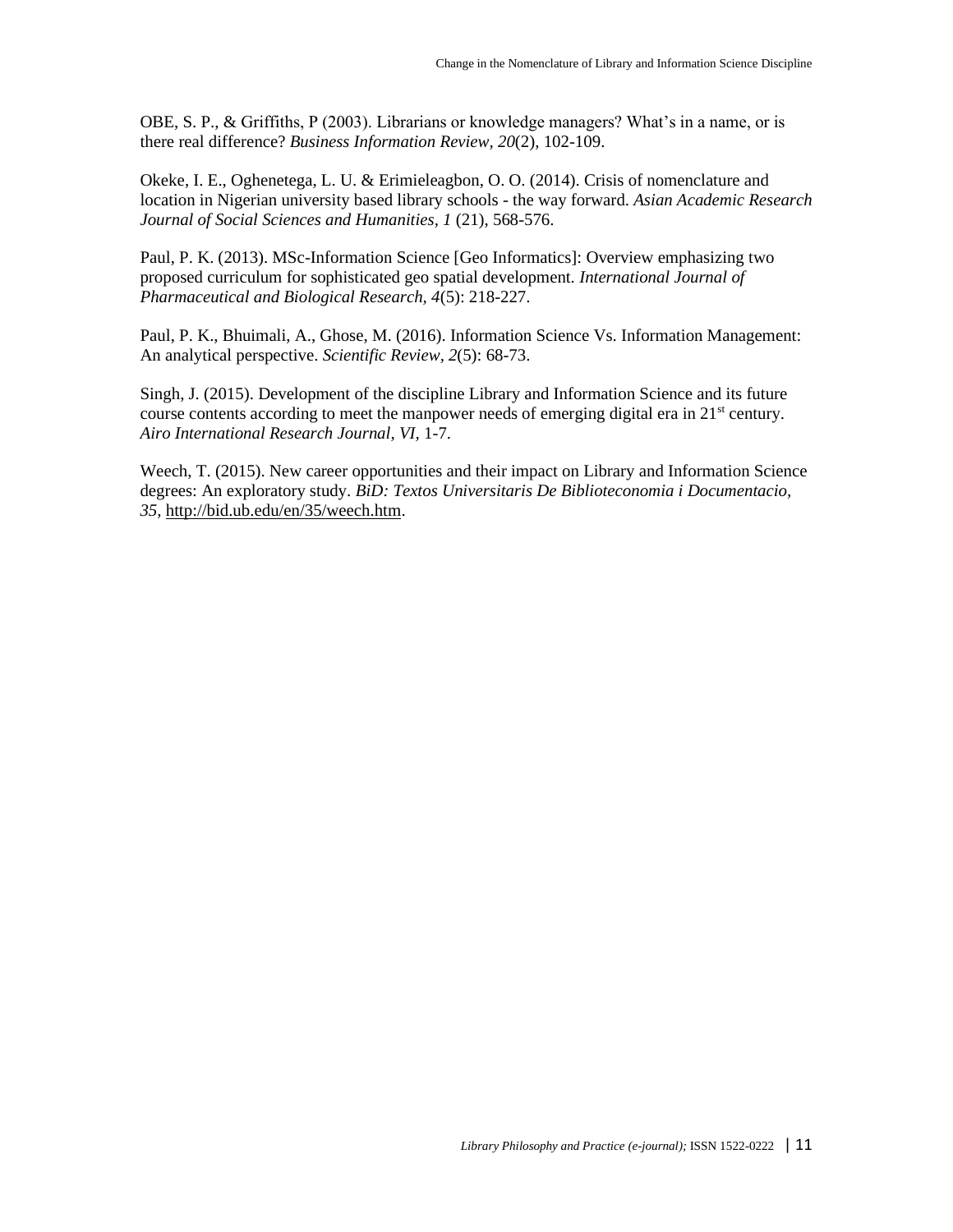OBE, S. P., & Griffiths, P (2003). Librarians or knowledge managers? What's in a name, or is there real difference? *Business Information Review, 20*(2), 102-109.

Okeke, I. E., Oghenetega, L. U. & Erimieleagbon, O. O. (2014). Crisis of nomenclature and location in Nigerian university based library schools - the way forward. *Asian Academic Research Journal of Social Sciences and Humanities, 1* (21), 568-576.

Paul, P. K. (2013). MSc-Information Science [Geo Informatics]: Overview emphasizing two proposed curriculum for sophisticated geo spatial development. *International Journal of Pharmaceutical and Biological Research, 4*(5): 218-227.

Paul, P. K., Bhuimali, A., Ghose, M. (2016). Information Science Vs. Information Management: An analytical perspective. *Scientific Review, 2*(5): 68-73.

Singh, J. (2015). Development of the discipline Library and Information Science and its future course contents according to meet the manpower needs of emerging digital era in 21st century. *Airo International Research Journal, VI,* 1-7.

Weech, T. (2015). New career opportunities and their impact on Library and Information Science degrees: An exploratory study. *BiD: Textos Universitaris De Biblioteconomia i Documentacio, 35,* http://bid.ub.edu/en/35/weech.htm.